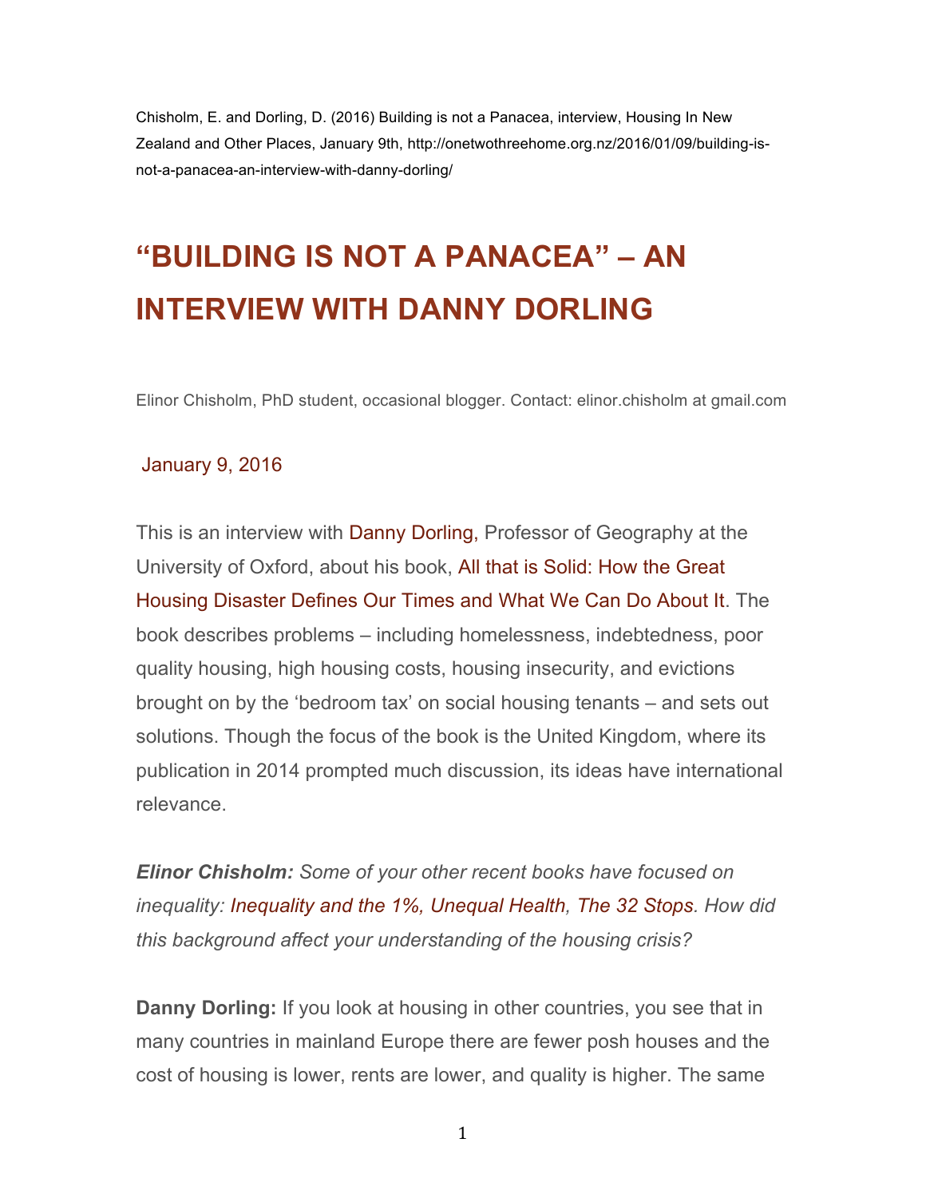Chisholm, E. and Dorling, D. (2016) Building is not a Panacea, interview, Housing In New Zealand and Other Places, January 9th, http://onetwothreehome.org.nz/2016/01/09/building-is-not-a-panacea-an-interview-with-danny-dorling/

# "BUILDING IS NOT A PANACEA" – AN INTERVIEW WITH DANNY DORLING

Elinor Chisholm, PhD student, occasional blogger. Contact: elinor.chisholm at gmail.com

January 9, 2016

This is an interview with Danny Dorling, Professor of Geography at the University of Oxford, about his book, All that is Solid: How the Great Housing Disaster Defines Our Times and What We Can Do About It. The book describes problems – including homelessness, indebtedness, poor quality housing, high housing costs, housing insecurity, and evictions brought on by the 'bedroom tax' on social housing tenants – and sets out solutions. Though the focus of the book is the United Kingdom, where its publication in 2014 prompted much discussion, its ideas have international relevance.

***Elinor Chisholm:*** *Some of your other recent books have focused on inequality: Inequality and the 1%, Unequal Health, The 32 Stops. How did this background affect your understanding of the housing crisis?*

**Danny Dorling:** If you look at housing in other countries, you see that in many countries in mainland Europe there are fewer posh houses and the cost of housing is lower, rents are lower, and quality is higher. The same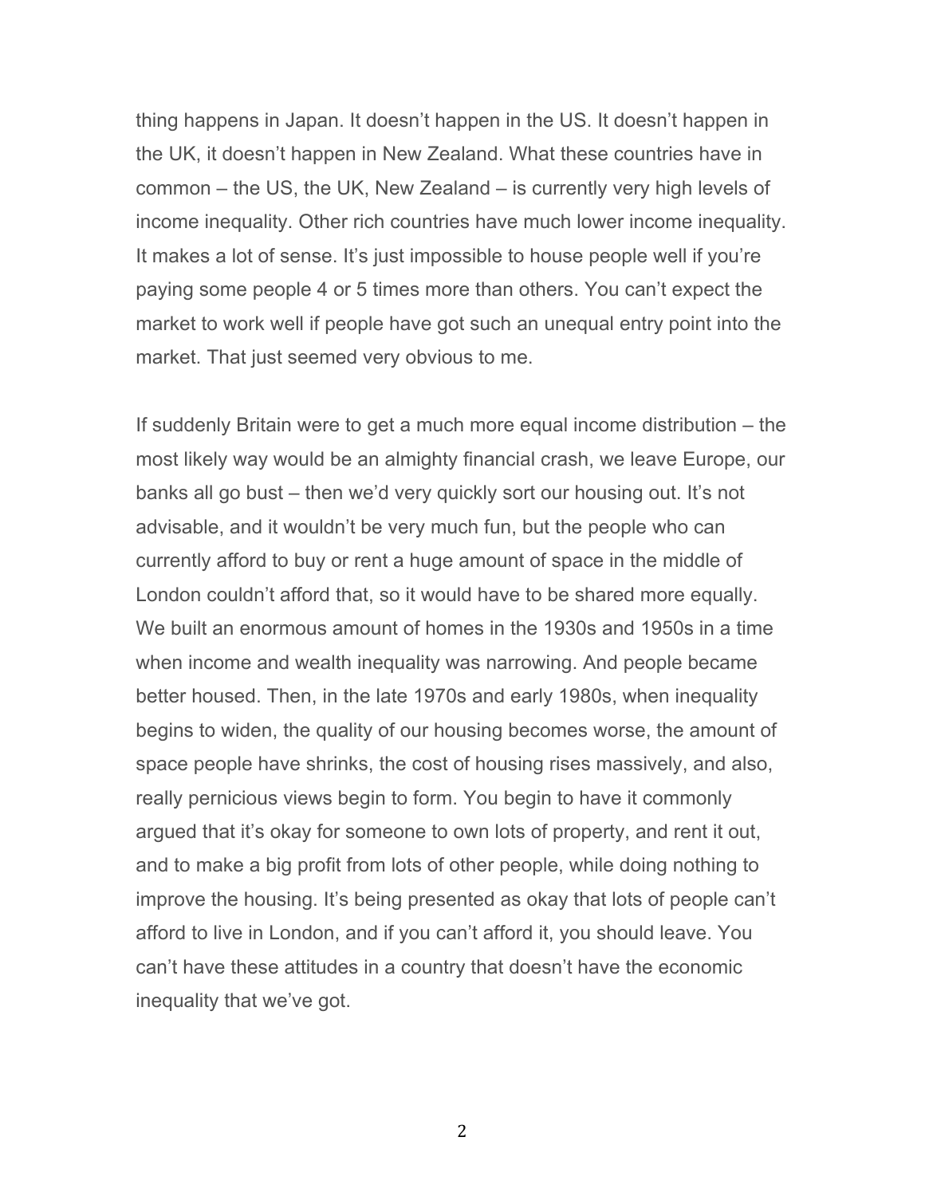thing happens in Japan. It doesn't happen in the US. It doesn't happen in the UK, it doesn't happen in New Zealand. What these countries have in common – the US, the UK, New Zealand – is currently very high levels of income inequality. Other rich countries have much lower income inequality. It makes a lot of sense. It's just impossible to house people well if you're paying some people 4 or 5 times more than others. You can't expect the market to work well if people have got such an unequal entry point into the market. That just seemed very obvious to me.

If suddenly Britain were to get a much more equal income distribution – the most likely way would be an almighty financial crash, we leave Europe, our banks all go bust – then we'd very quickly sort our housing out. It's not advisable, and it wouldn't be very much fun, but the people who can currently afford to buy or rent a huge amount of space in the middle of London couldn't afford that, so it would have to be shared more equally. We built an enormous amount of homes in the 1930s and 1950s in a time when income and wealth inequality was narrowing. And people became better housed. Then, in the late 1970s and early 1980s, when inequality begins to widen, the quality of our housing becomes worse, the amount of space people have shrinks, the cost of housing rises massively, and also, really pernicious views begin to form. You begin to have it commonly argued that it's okay for someone to own lots of property, and rent it out, and to make a big profit from lots of other people, while doing nothing to improve the housing. It's being presented as okay that lots of people can't afford to live in London, and if you can't afford it, you should leave. You can't have these attitudes in a country that doesn't have the economic inequality that we've got.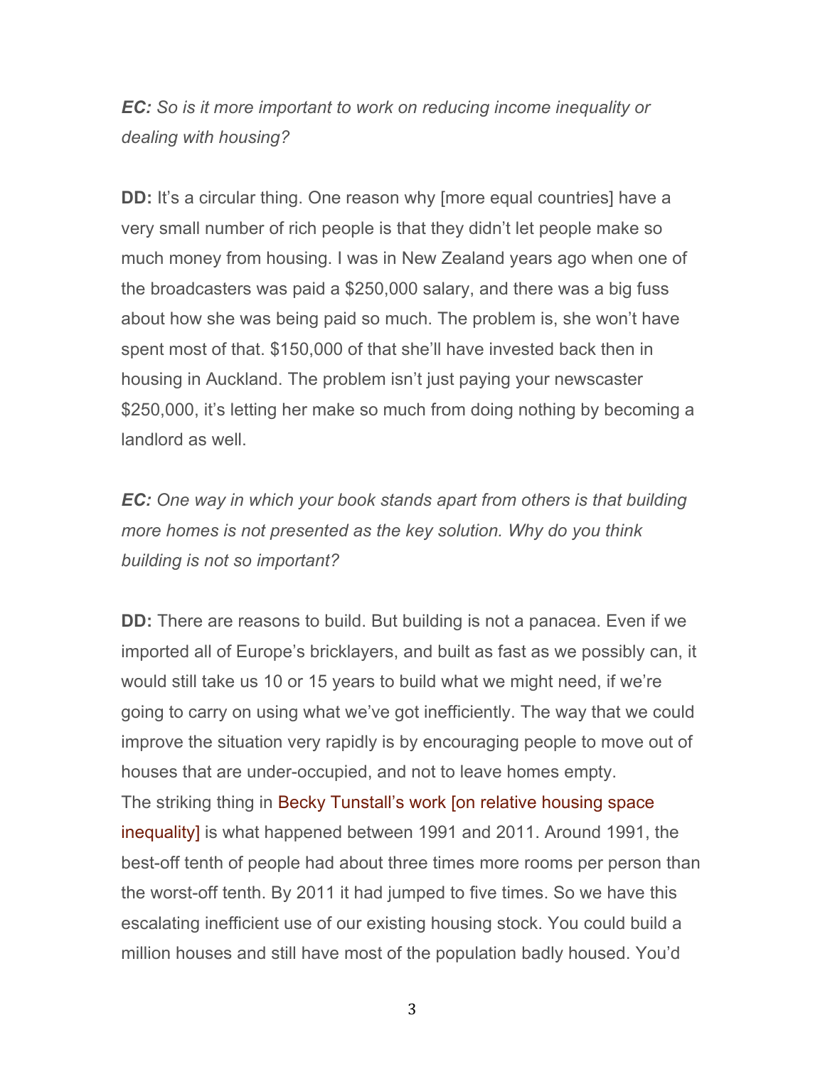***EC:*** *So is it more important to work on reducing income inequality or dealing with housing?*

**DD:** It's a circular thing. One reason why [more equal countries] have a very small number of rich people is that they didn't let people make so much money from housing. I was in New Zealand years ago when one of the broadcasters was paid a $250,000 salary, and there was a big fuss about how she was being paid so much. The problem is, she won't have spent most of that. $150,000 of that she'll have invested back then in housing in Auckland. The problem isn't just paying your newscaster $250,000, it's letting her make so much from doing nothing by becoming a landlord as well.

***EC:*** *One way in which your book stands apart from others is that building more homes is not presented as the key solution. Why do you think building is not so important?*

**DD:** There are reasons to build. But building is not a panacea. Even if we imported all of Europe's bricklayers, and built as fast as we possibly can, it would still take us 10 or 15 years to build what we might need, if we're going to carry on using what we've got inefficiently. The way that we could improve the situation very rapidly is by encouraging people to move out of houses that are under-occupied, and not to leave homes empty.
The striking thing in Becky Tunstall's work [on relative housing space inequality] is what happened between 1991 and 2011. Around 1991, the best-off tenth of people had about three times more rooms per person than the worst-off tenth. By 2011 it had jumped to five times. So we have this escalating inefficient use of our existing housing stock. You could build a million houses and still have most of the population badly housed. You'd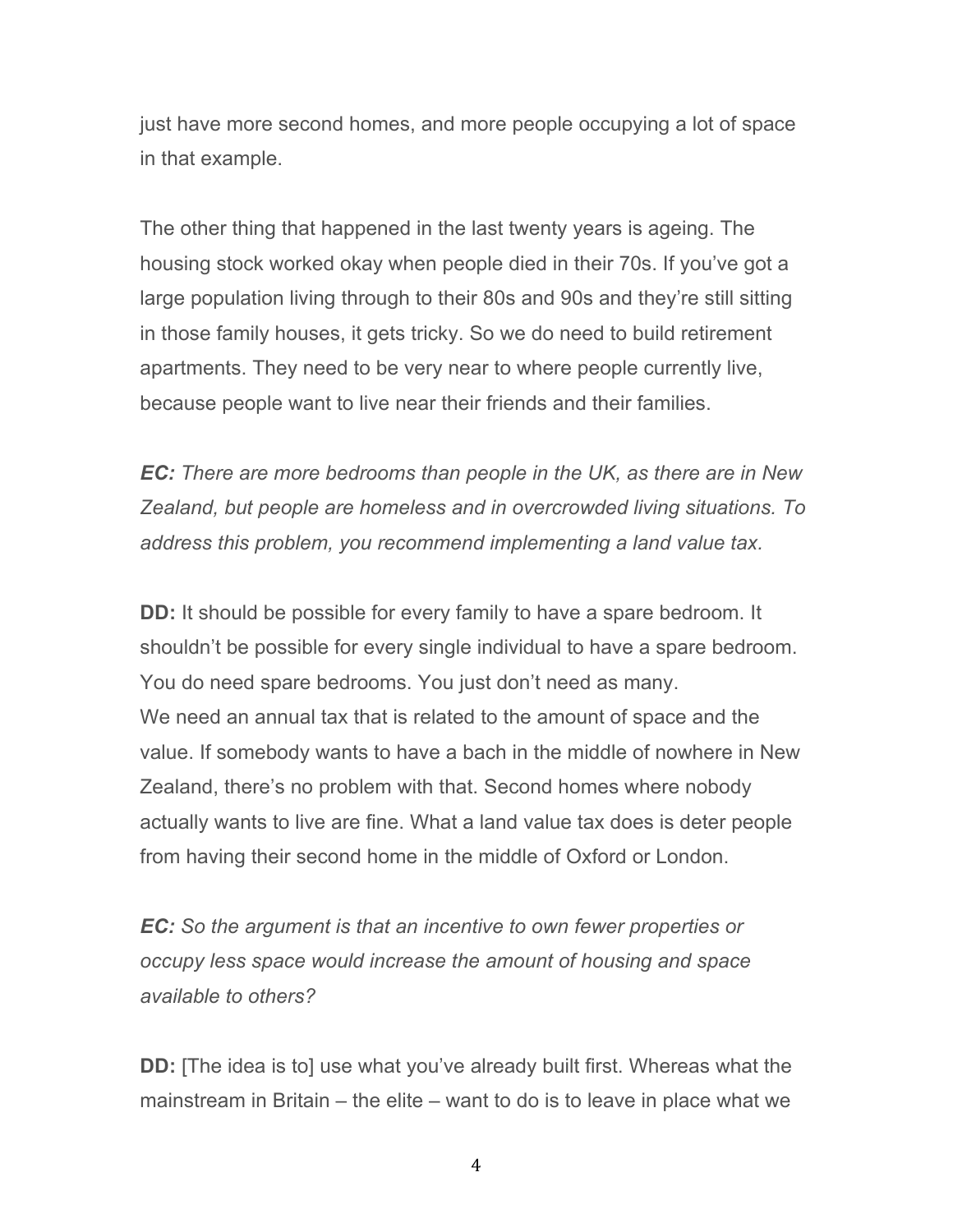just have more second homes, and more people occupying a lot of space in that example.

The other thing that happened in the last twenty years is ageing. The housing stock worked okay when people died in their 70s. If you've got a large population living through to their 80s and 90s and they're still sitting in those family houses, it gets tricky. So we do need to build retirement apartments. They need to be very near to where people currently live, because people want to live near their friends and their families.

***EC:*** *There are more bedrooms than people in the UK, as there are in New Zealand, but people are homeless and in overcrowded living situations. To address this problem, you recommend implementing a land value tax.*

**DD:** It should be possible for every family to have a spare bedroom. It shouldn't be possible for every single individual to have a spare bedroom. You do need spare bedrooms. You just don't need as many.
We need an annual tax that is related to the amount of space and the value. If somebody wants to have a bach in the middle of nowhere in New Zealand, there's no problem with that. Second homes where nobody actually wants to live are fine. What a land value tax does is deter people from having their second home in the middle of Oxford or London.

***EC:*** *So the argument is that an incentive to own fewer properties or occupy less space would increase the amount of housing and space available to others?*

**DD:** [The idea is to] use what you've already built first. Whereas what the mainstream in Britain – the elite – want to do is to leave in place what we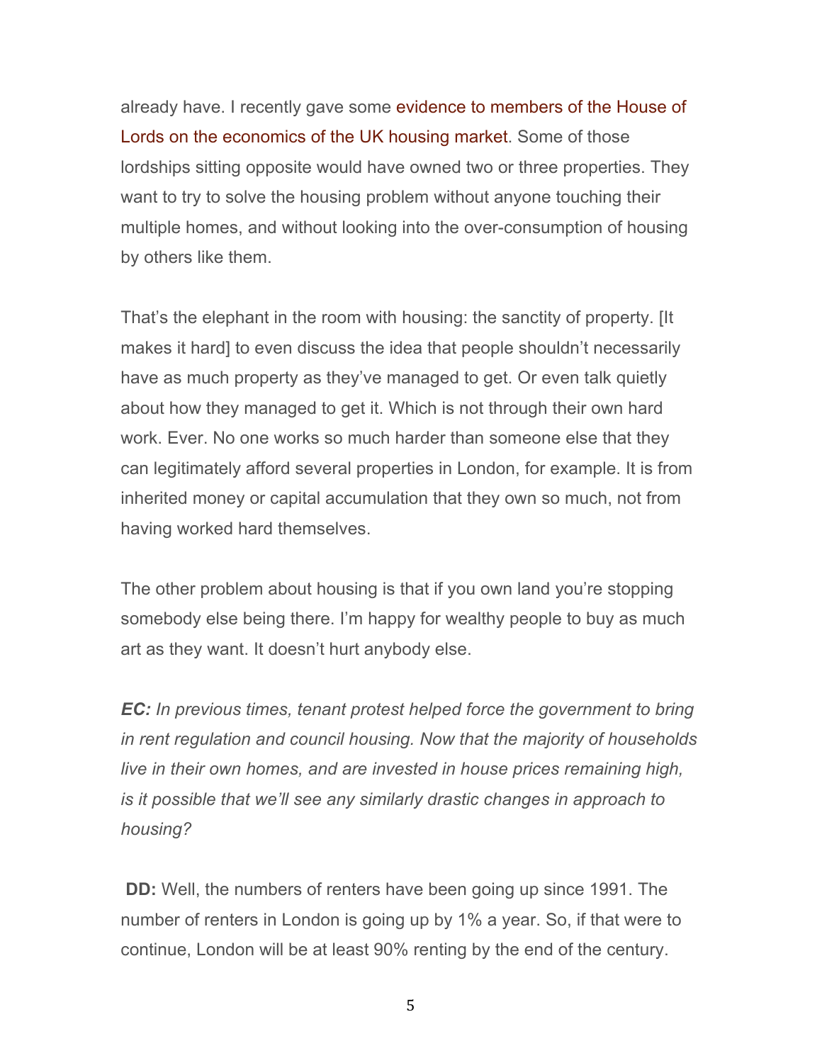already have. I recently gave some evidence to members of the House of Lords on the economics of the UK housing market. Some of those lordships sitting opposite would have owned two or three properties. They want to try to solve the housing problem without anyone touching their multiple homes, and without looking into the over-consumption of housing by others like them.

That's the elephant in the room with housing: the sanctity of property. [It makes it hard] to even discuss the idea that people shouldn't necessarily have as much property as they've managed to get. Or even talk quietly about how they managed to get it. Which is not through their own hard work. Ever. No one works so much harder than someone else that they can legitimately afford several properties in London, for example. It is from inherited money or capital accumulation that they own so much, not from having worked hard themselves.

The other problem about housing is that if you own land you're stopping somebody else being there. I'm happy for wealthy people to buy as much art as they want. It doesn't hurt anybody else.

***EC:*** *In previous times, tenant protest helped force the government to bring in rent regulation and council housing. Now that the majority of households live in their own homes, and are invested in house prices remaining high, is it possible that we'll see any similarly drastic changes in approach to housing?*

**DD:** Well, the numbers of renters have been going up since 1991. The number of renters in London is going up by 1% a year. So, if that were to continue, London will be at least 90% renting by the end of the century.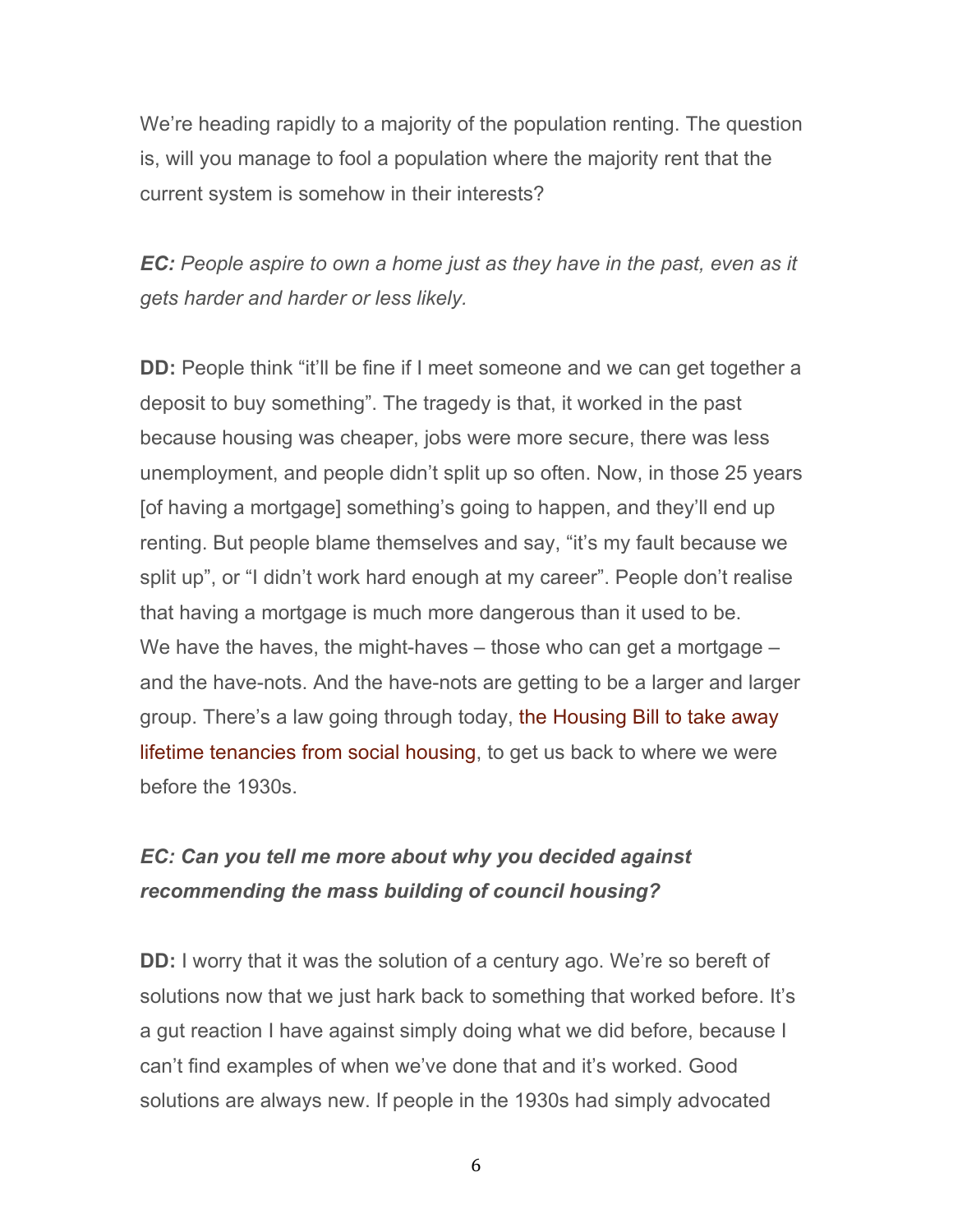We're heading rapidly to a majority of the population renting. The question is, will you manage to fool a population where the majority rent that the current system is somehow in their interests?

***EC:*** *People aspire to own a home just as they have in the past, even as it gets harder and harder or less likely.*

**DD:** People think "it'll be fine if I meet someone and we can get together a deposit to buy something". The tragedy is that, it worked in the past because housing was cheaper, jobs were more secure, there was less unemployment, and people didn't split up so often. Now, in those 25 years [of having a mortgage] something's going to happen, and they'll end up renting. But people blame themselves and say, "it's my fault because we split up", or "I didn't work hard enough at my career". People don't realise that having a mortgage is much more dangerous than it used to be. We have the haves, the might-haves – those who can get a mortgage – and the have-nots. And the have-nots are getting to be a larger and larger group. There's a law going through today, the Housing Bill to take away lifetime tenancies from social housing, to get us back to where we were before the 1930s.

***EC: Can you tell me more about why you decided against recommending the mass building of council housing?***

**DD:** I worry that it was the solution of a century ago. We're so bereft of solutions now that we just hark back to something that worked before. It's a gut reaction I have against simply doing what we did before, because I can't find examples of when we've done that and it's worked. Good solutions are always new. If people in the 1930s had simply advocated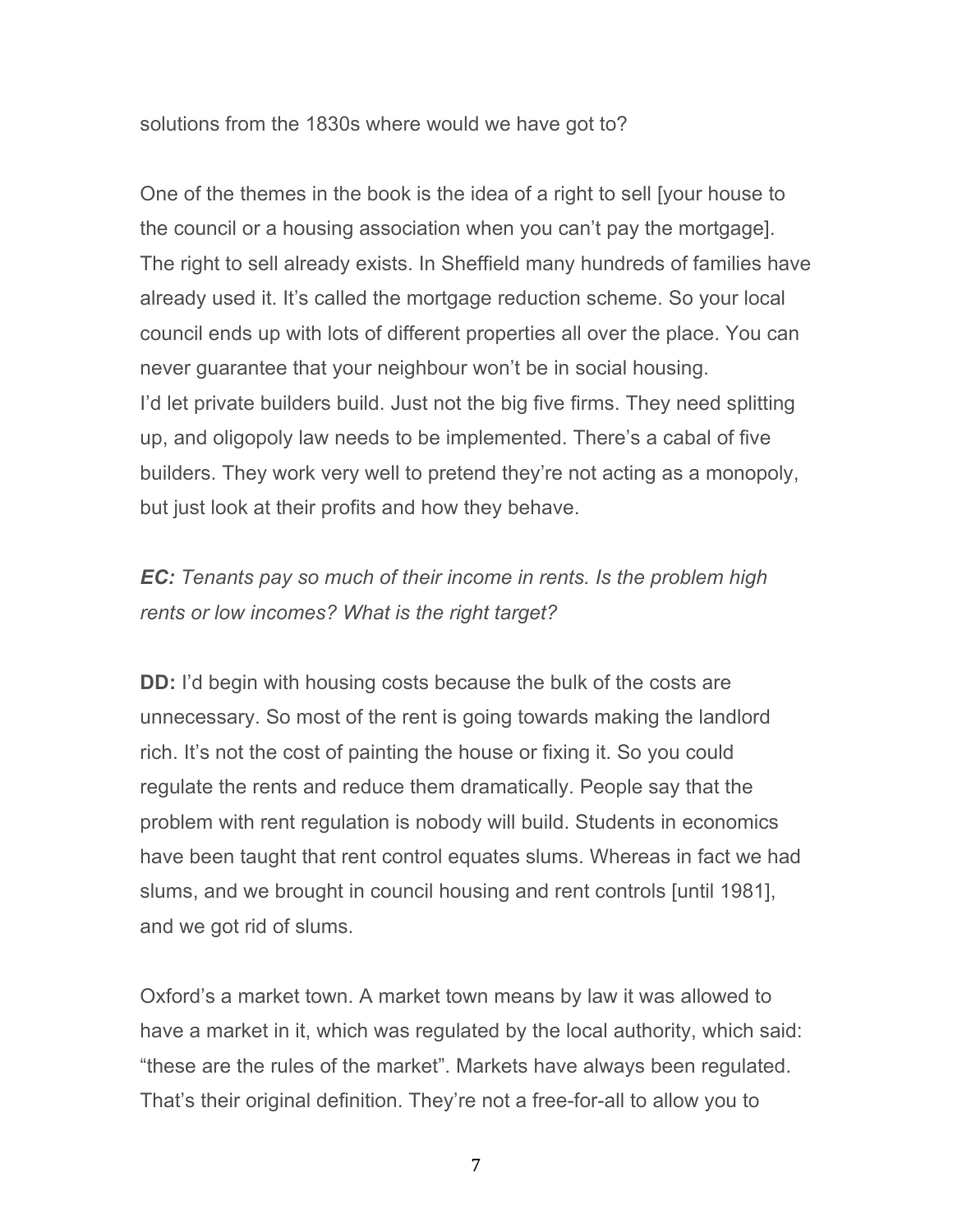solutions from the 1830s where would we have got to?

One of the themes in the book is the idea of a right to sell [your house to the council or a housing association when you can't pay the mortgage]. The right to sell already exists. In Sheffield many hundreds of families have already used it. It's called the mortgage reduction scheme. So your local council ends up with lots of different properties all over the place. You can never guarantee that your neighbour won't be in social housing.
I'd let private builders build. Just not the big five firms. They need splitting up, and oligopoly law needs to be implemented. There's a cabal of five builders. They work very well to pretend they're not acting as a monopoly, but just look at their profits and how they behave.

***EC:*** *Tenants pay so much of their income in rents. Is the problem high rents or low incomes? What is the right target?*

**DD:** I'd begin with housing costs because the bulk of the costs are unnecessary. So most of the rent is going towards making the landlord rich. It's not the cost of painting the house or fixing it. So you could regulate the rents and reduce them dramatically. People say that the problem with rent regulation is nobody will build. Students in economics have been taught that rent control equates slums. Whereas in fact we had slums, and we brought in council housing and rent controls [until 1981], and we got rid of slums.

Oxford's a market town. A market town means by law it was allowed to have a market in it, which was regulated by the local authority, which said: "these are the rules of the market". Markets have always been regulated. That's their original definition. They're not a free-for-all to allow you to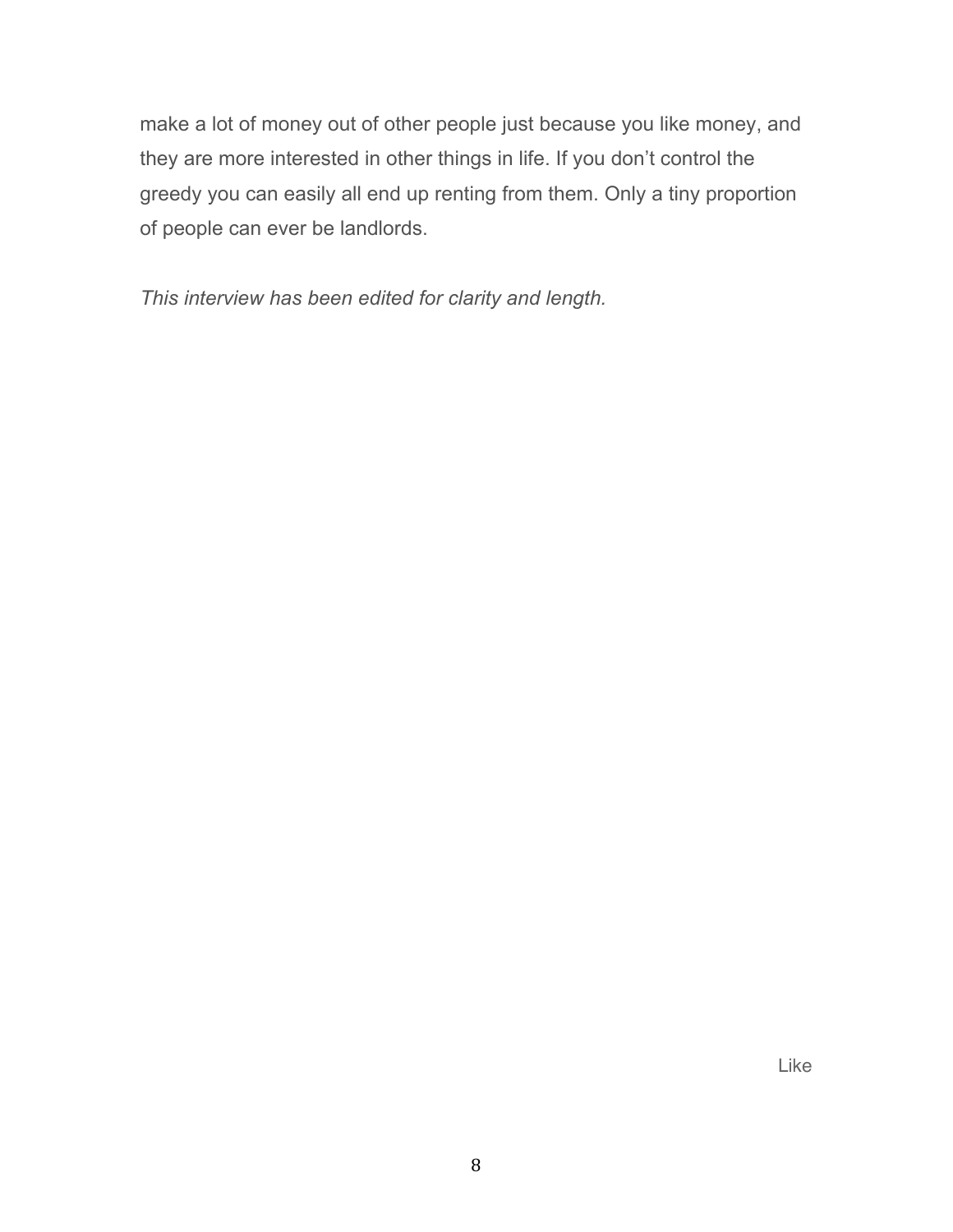make a lot of money out of other people just because you like money, and they are more interested in other things in life. If you don't control the greedy you can easily all end up renting from them. Only a tiny proportion of people can ever be landlords.

*This interview has been edited for clarity and length.*

Like